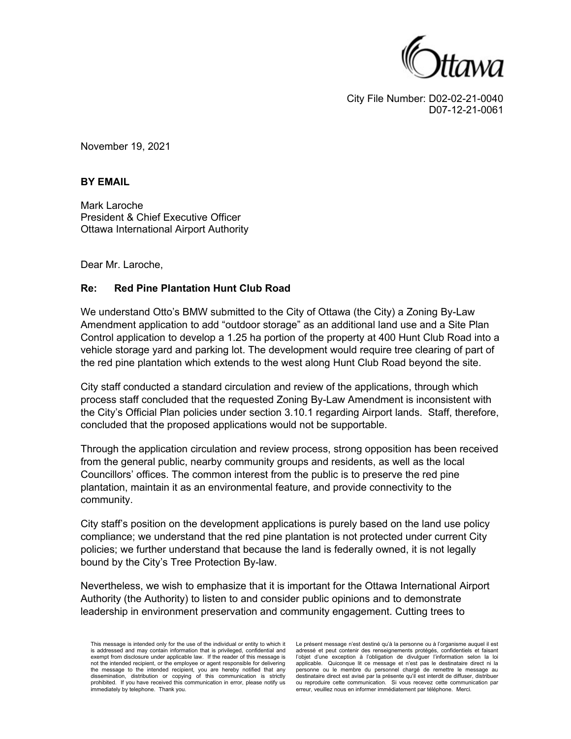City File Number: D02-02-21-0040
D07-12-21-0061

November 19, 2021

**BY EMAIL**

Mark Laroche
President & Chief Executive Officer
Ottawa International Airport Authority

Dear Mr. Laroche,

**Re: Red Pine Plantation Hunt Club Road**

We understand Otto's BMW submitted to the City of Ottawa (the City) a Zoning By-Law Amendment application to add "outdoor storage" as an additional land use and a Site Plan Control application to develop a 1.25 ha portion of the property at 400 Hunt Club Road into a vehicle storage yard and parking lot. The development would require tree clearing of part of the red pine plantation which extends to the west along Hunt Club Road beyond the site.

City staff conducted a standard circulation and review of the applications, through which process staff concluded that the requested Zoning By-Law Amendment is inconsistent with the City's Official Plan policies under section 3.10.1 regarding Airport lands. Staff, therefore, concluded that the proposed applications would not be supportable.

Through the application circulation and review process, strong opposition has been received from the general public, nearby community groups and residents, as well as the local Councillors' offices. The common interest from the public is to preserve the red pine plantation, maintain it as an environmental feature, and provide connectivity to the community.

City staff's position on the development applications is purely based on the land use policy compliance; we understand that the red pine plantation is not protected under current City policies; we further understand that because the land is federally owned, it is not legally bound by the City's Tree Protection By-law.

Nevertheless, we wish to emphasize that it is important for the Ottawa International Airport Authority (the Authority) to listen to and consider public opinions and to demonstrate leadership in environment preservation and community engagement. Cutting trees to

This message is intended only for the use of the individual or entity to which it is addressed and may contain information that is privileged, confidential and exempt from disclosure under applicable law. If the reader of this message is not the intended recipient, or the employee or agent responsible for delivering the message to the intended recipient, you are hereby notified that any dissemination, distribution or copying of this communication is strictly prohibited. If you have received this communication in error, please notify us immediately by telephone. Thank you.

Le présent message n'est destiné qu'à la personne ou à l'organisme auquel il est adressé et peut contenir des renseignements protégés, confidentiels et faisant l'objet d'une exception à l'obligation de divulguer l'information selon la loi applicable. Quiconque lit ce message et n'est pas le destinataire direct ni la personne ou le membre du personnel chargé de remettre le message au destinataire direct est avisé par la présente qu'il est interdit de diffuser, distribuer ou reproduire cette communication. Si vous recevez cette communication par erreur, veuillez nous en informer immédiatement par téléphone. Merci.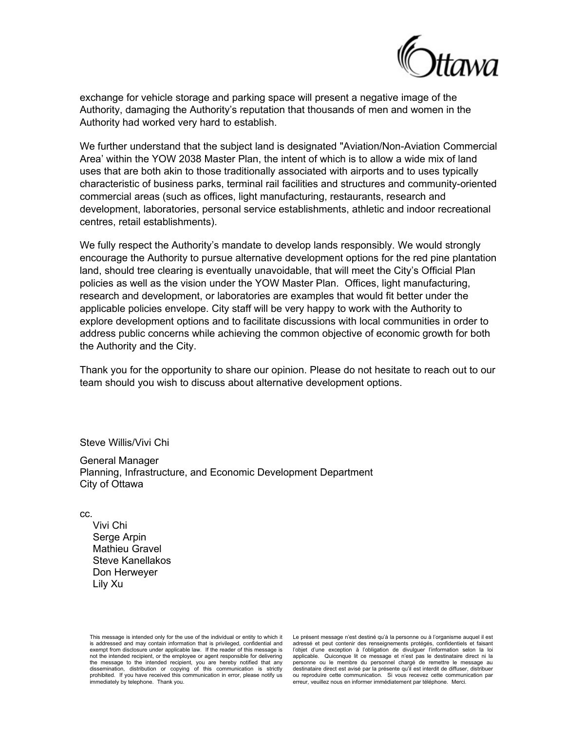exchange for vehicle storage and parking space will present a negative image of the Authority, damaging the Authority's reputation that thousands of men and women in the Authority had worked very hard to establish.

We further understand that the subject land is designated "Aviation/Non-Aviation Commercial Area' within the YOW 2038 Master Plan, the intent of which is to allow a wide mix of land uses that are both akin to those traditionally associated with airports and to uses typically characteristic of business parks, terminal rail facilities and structures and community-oriented commercial areas (such as offices, light manufacturing, restaurants, research and development, laboratories, personal service establishments, athletic and indoor recreational centres, retail establishments).

We fully respect the Authority's mandate to develop lands responsibly. We would strongly encourage the Authority to pursue alternative development options for the red pine plantation land, should tree clearing is eventually unavoidable, that will meet the City's Official Plan policies as well as the vision under the YOW Master Plan. Offices, light manufacturing, research and development, or laboratories are examples that would fit better under the applicable policies envelope. City staff will be very happy to work with the Authority to explore development options and to facilitate discussions with local communities in order to address public concerns while achieving the common objective of economic growth for both the Authority and the City.

Thank you for the opportunity to share our opinion. Please do not hesitate to reach out to our team should you wish to discuss about alternative development options.

Steve Willis/Vivi Chi

General Manager
Planning, Infrastructure, and Economic Development Department
City of Ottawa

cc.
- Vivi Chi
- Serge Arpin
- Mathieu Gravel
- Steve Kanellakos
- Don Herweyer
- Lily Xu

This message is intended only for the use of the individual or entity to which it is addressed and may contain information that is privileged, confidential and exempt from disclosure under applicable law. If the reader of this message is not the intended recipient, or the employee or agent responsible for delivering the message to the intended recipient, you are hereby notified that any dissemination, distribution or copying of this communication is strictly prohibited. If you have received this communication in error, please notify us immediately by telephone. Thank you.

Le présent message n'est destiné qu'à la personne ou à l'organisme auquel il est adressé et peut contenir des renseignements protégés, confidentiels et faisant l'objet d'une exception à l'obligation de divulguer l'information selon la loi applicable. Quiconque lit ce message et n'est pas le destinataire direct ni la personne ou le membre du personnel chargé de remettre le message au destinataire direct est avisé par la présente qu'il est interdit de diffuser, distribuer ou reproduire cette communication. Si vous recevez cette communication par erreur, veuillez nous en informer immédiatement par téléphone. Merci.